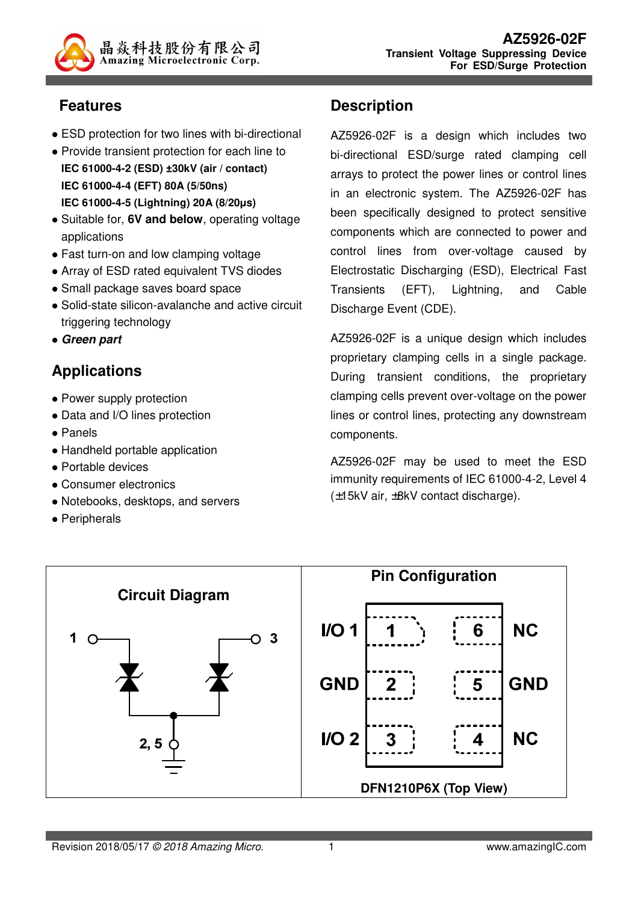晶焱科技股份有限公司
Amazing Microelectronic Corp.

**AZ5926-02F**
**Transient Voltage Suppressing Device**
**For ESD/Surge Protection**

## Features

- ESD protection for two lines with bi-directional
- Provide transient protection for each line to
  **IEC 61000-4-2 (ESD) ±30kV (air / contact)**
  **IEC 61000-4-4 (EFT) 80A (5/50ns)**
  **IEC 61000-4-5 (Lightning) 20A (8/20μs)**
- Suitable for, **6V and below**, operating voltage applications
- Fast turn-on and low clamping voltage
- Array of ESD rated equivalent TVS diodes
- Small package saves board space
- Solid-state silicon-avalanche and active circuit triggering technology
- ***Green part***

## Applications

- Power supply protection
- Data and I/O lines protection
- Panels
- Handheld portable application
- Portable devices
- Consumer electronics
- Notebooks, desktops, and servers
- Peripherals

## Description

AZ5926-02F is a design which includes two bi-directional ESD/surge rated clamping cell arrays to protect the power lines or control lines in an electronic system. The AZ5926-02F has been specifically designed to protect sensitive components which are connected to power and control lines from over-voltage caused by Electrostatic Discharging (ESD), Electrical Fast Transients (EFT), Lightning, and Cable Discharge Event (CDE).

AZ5926-02F is a unique design which includes proprietary clamping cells in a single package. During transient conditions, the proprietary clamping cells prevent over-voltage on the power lines or control lines, protecting any downstream components.

AZ5926-02F may be used to meet the ESD immunity requirements of IEC 61000-4-2, Level 4 (±15kV air, ±8kV contact discharge).

### Circuit Diagram

1 — 3
2, 5

### Pin Configuration

| | | | |
|---|---|---|---|
| I/O 1 | 1 | 6 | NC |
| GND | 2 | 5 | GND |
| I/O 2 | 3 | 4 | NC |

DFN1210P6X (Top View)

Revision 2018/05/17 *© 2018 Amazing Micro.* www.amazingIC.com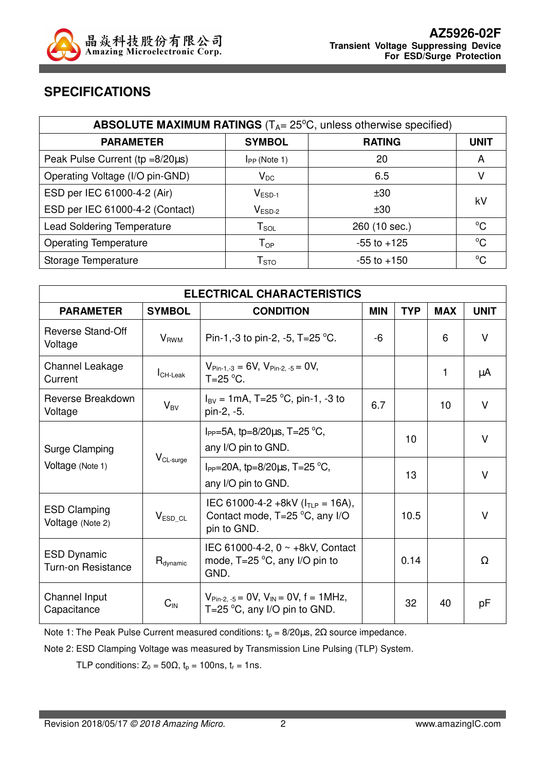## SPECIFICATIONS

| ABSOLUTE MAXIMUM RATINGS ($T_A$= 25°C, unless otherwise specified) | | | |
|---|---|---|---|
| **PARAMETER** | **SYMBOL** | **RATING** | **UNIT** |
| Peak Pulse Current (tp =8/20µs) | $I_{PP}$ (Note 1) | 20 | A |
| Operating Voltage (I/O pin-GND) | $V_{DC}$ | 6.5 | V |
| ESD per IEC 61000-4-2 (Air) | $V_{ESD-1}$ | ±30 | kV |
| ESD per IEC 61000-4-2 (Contact) | $V_{ESD-2}$ | ±30 | kV |
| Lead Soldering Temperature | $T_{SOL}$ | 260 (10 sec.) | °C |
| Operating Temperature | $T_{OP}$ | -55 to +125 | °C |
| Storage Temperature | $T_{STO}$ | -55 to +150 | °C |

| ELECTRICAL CHARACTERISTICS | | | | | | |
|---|---|---|---|---|---|---|
| **PARAMETER** | **SYMBOL** | **CONDITION** | **MIN** | **TYP** | **MAX** | **UNIT** |
| Reverse Stand-Off Voltage | $V_{RWM}$ | Pin-1,-3 to pin-2, -5, T=25 °C. | -6 | | 6 | V |
| Channel Leakage Current | $I_{CH-Leak}$ | $V_{Pin-1,-3}$ = 6V, $V_{Pin-2,-5}$ = 0V, T=25 °C. | | | 1 | µA |
| Reverse Breakdown Voltage | $V_{BV}$ | $I_{BV}$ = 1mA, T=25 °C, pin-1, -3 to pin-2, -5. | 6.7 | | 10 | V |
| Surge Clamping Voltage (Note 1) | $V_{CL-surge}$ | $I_{PP}$=5A, tp=8/20µs, T=25 °C, any I/O pin to GND. | | 10 | | V |
| | | $I_{PP}$=20A, tp=8/20µs, T=25 °C, any I/O pin to GND. | | 13 | | V |
| ESD Clamping Voltage (Note 2) | $V_{ESD\_CL}$ | IEC 61000-4-2 +8kV ($I_{TLP}$ = 16A), Contact mode, T=25 °C, any I/O pin to GND. | | 10.5 | | V |
| ESD Dynamic Turn-on Resistance | $R_{dynamic}$ | IEC 61000-4-2, 0 ~ +8kV, Contact mode, T=25 °C, any I/O pin to GND. | | 0.14 | | Ω |
| Channel Input Capacitance | $C_{IN}$ | $V_{Pin-2,-5}$ = 0V, $V_{IN}$ = 0V, f = 1MHz, T=25 °C, any I/O pin to GND. | | 32 | 40 | pF |

Note 1: The Peak Pulse Current measured conditions: $t_p$ = 8/20µs, 2Ω source impedance.

Note 2: ESD Clamping Voltage was measured by Transmission Line Pulsing (TLP) System.

TLP conditions: $Z_0$ = 50Ω, $t_p$ = 100ns, $t_r$ = 1ns.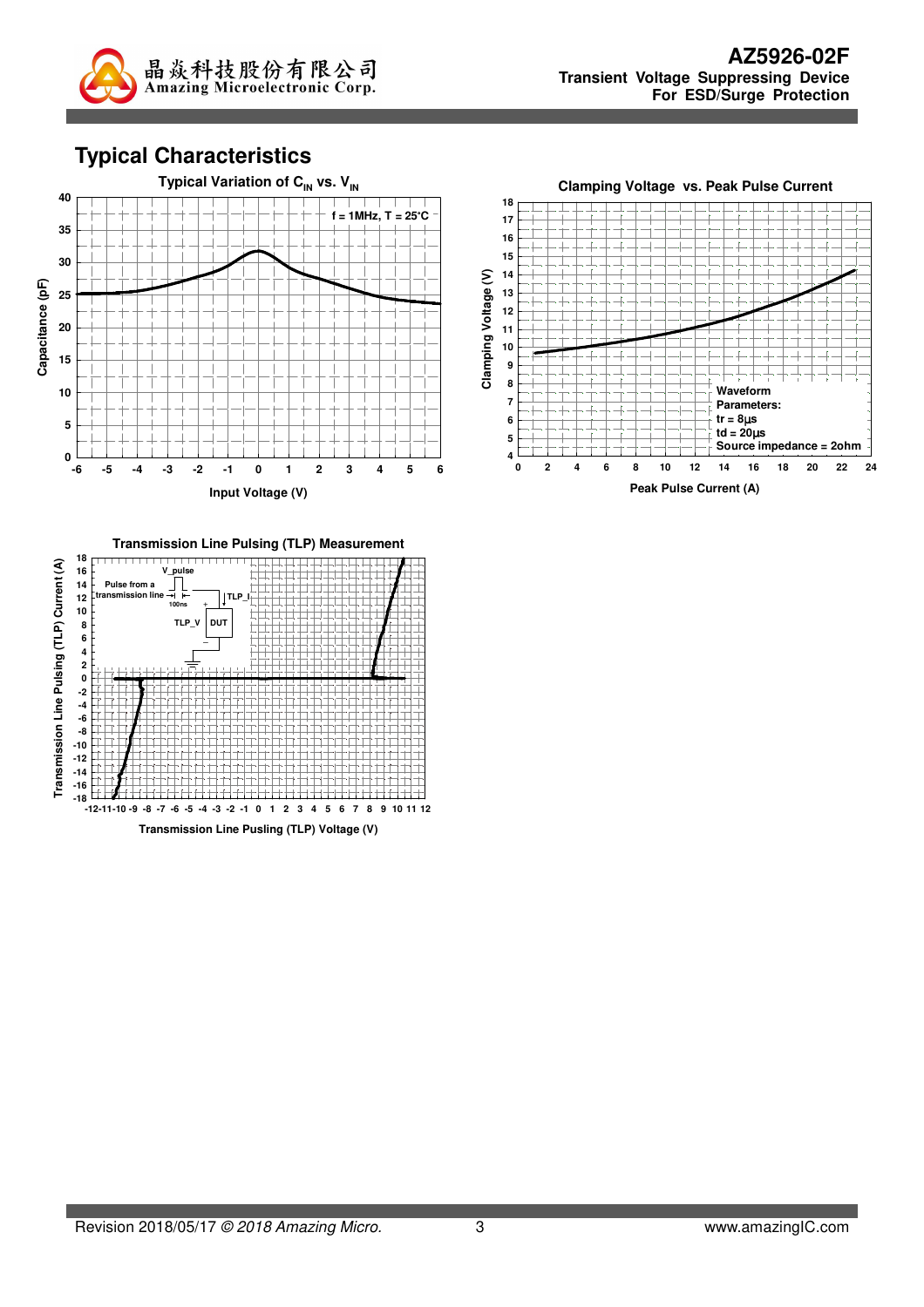## Typical Characteristics

**Typical Variation of $C_{IN}$ vs. $V_{IN}$**

f = 1MHz, T = 25°C

Capacitance (pF)

Input Voltage (V)

**Clamping Voltage vs. Peak Pulse Current**

Clamping Voltage (V)

Peak Pulse Current (A)

Waveform Parameters:
tr = 8μs
td = 20μs
Source impedance = 2ohm

**Transmission Line Pulsing (TLP) Measurement**

Transmission Line Pulsing (TLP) Current (A)

Transmission Line Pusling (TLP) Voltage (V)

Pulse from a transmission line, V_pulse, 100ns, TLP_I, TLP_V, DUT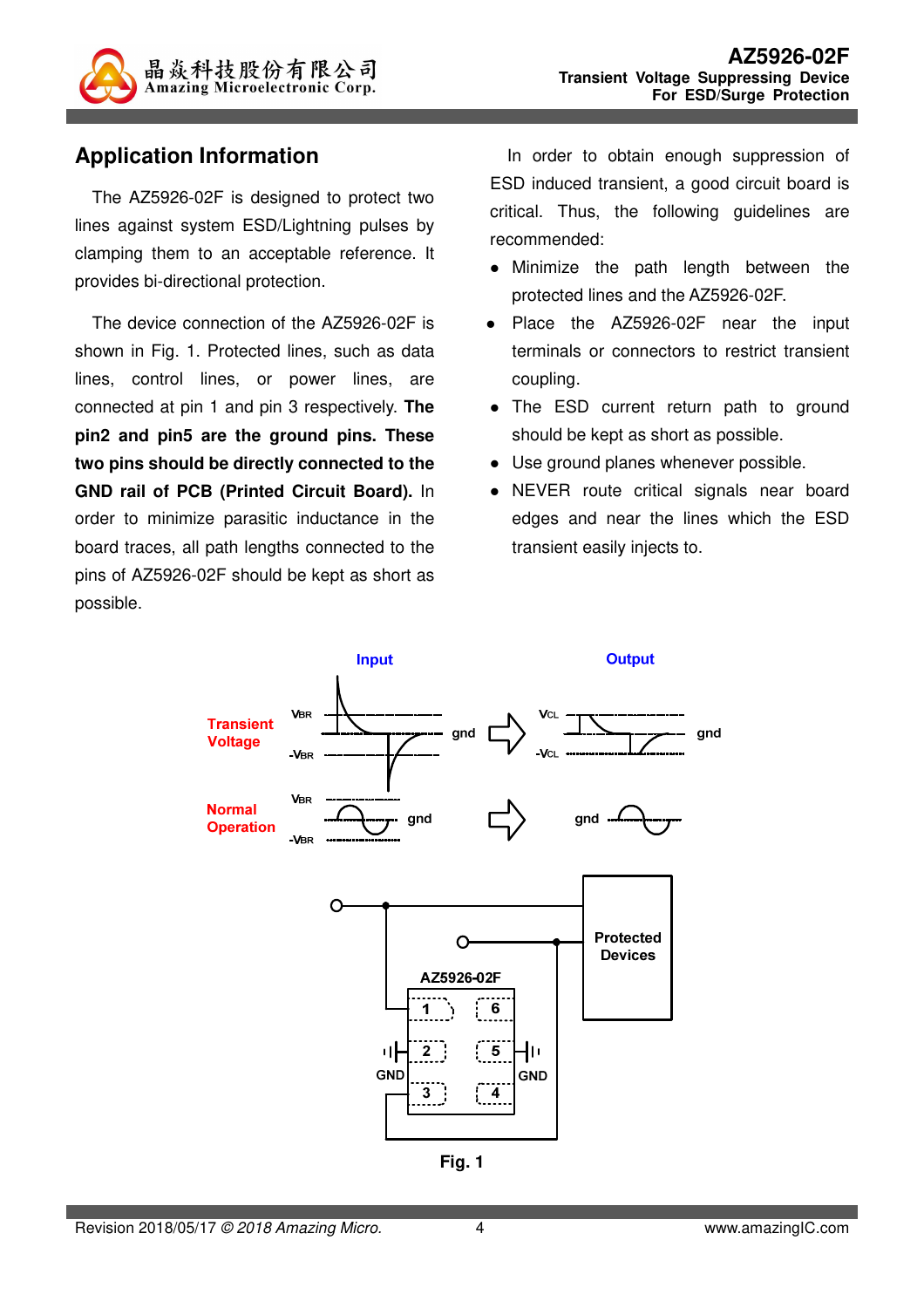## Application Information

The AZ5926-02F is designed to protect two lines against system ESD/Lightning pulses by clamping them to an acceptable reference. It provides bi-directional protection.

The device connection of the AZ5926-02F is shown in Fig. 1. Protected lines, such as data lines, control lines, or power lines, are connected at pin 1 and pin 3 respectively. **The pin2 and pin5 are the ground pins. These two pins should be directly connected to the GND rail of PCB (Printed Circuit Board).** In order to minimize parasitic inductance in the board traces, all path lengths connected to the pins of AZ5926-02F should be kept as short as possible.

In order to obtain enough suppression of ESD induced transient, a good circuit board is critical. Thus, the following guidelines are recommended:

- Minimize the path length between the protected lines and the AZ5926-02F.
- Place the AZ5926-02F near the input terminals or connectors to restrict transient coupling.
- The ESD current return path to ground should be kept as short as possible.
- Use ground planes whenever possible.
- NEVER route critical signals near board edges and near the lines which the ESD transient easily injects to.

Fig. 1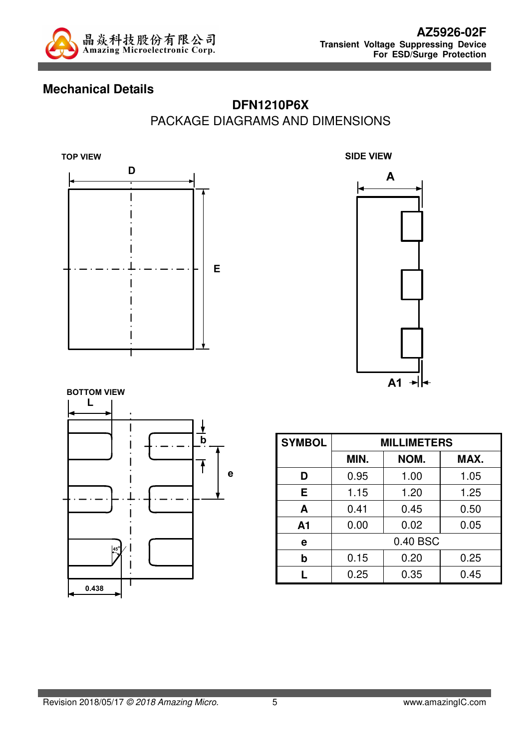## Mechanical Details

### DFN1210P6X

PACKAGE DIAGRAMS AND DIMENSIONS

TOP VIEW

SIDE VIEW

BOTTOM VIEW

| SYMBOL | MILLIMETERS | | |
|---|---|---|---|
| | MIN. | NOM. | MAX. |
| D | 0.95 | 1.00 | 1.05 |
| E | 1.15 | 1.20 | 1.25 |
| A | 0.41 | 0.45 | 0.50 |
| A1 | 0.00 | 0.02 | 0.05 |
| e | 0.40 BSC | | |
| b | 0.15 | 0.20 | 0.25 |
| L | 0.25 | 0.35 | 0.45 |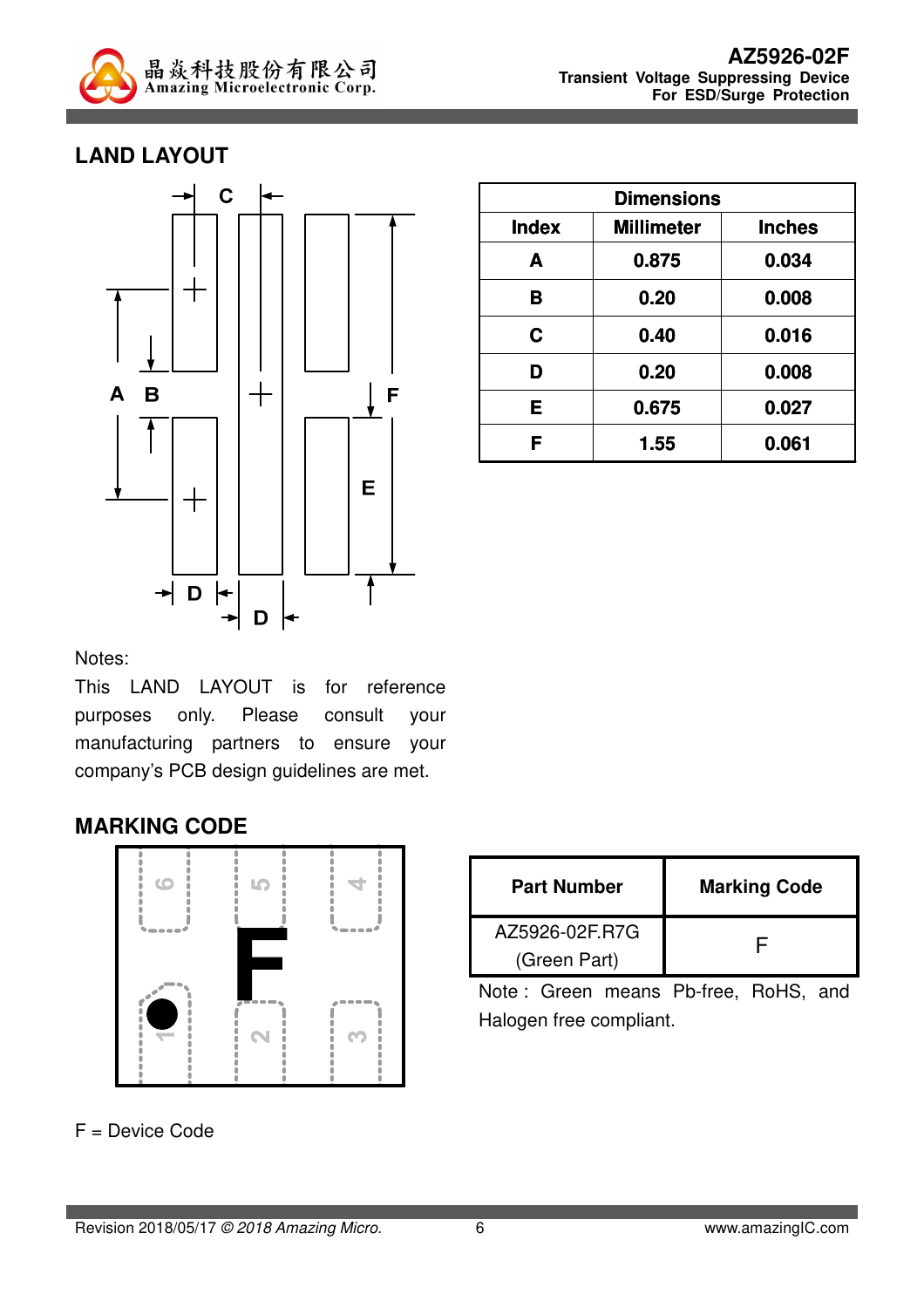## LAND LAYOUT

| Dimensions | | |
|---|---|---|
| **Index** | **Millimeter** | **Inches** |
| **A** | **0.875** | **0.034** |
| **B** | **0.20** | **0.008** |
| **C** | **0.40** | **0.016** |
| **D** | **0.20** | **0.008** |
| **E** | **0.675** | **0.027** |
| **F** | **1.55** | **0.061** |

Notes:

This LAND LAYOUT is for reference purposes only. Please consult your manufacturing partners to ensure your company's PCB design guidelines are met.

## MARKING CODE

| Part Number | Marking Code |
|---|---|
| AZ5926-02F.R7G (Green Part) | F |

Note : Green means Pb-free, RoHS, and Halogen free compliant.

F = Device Code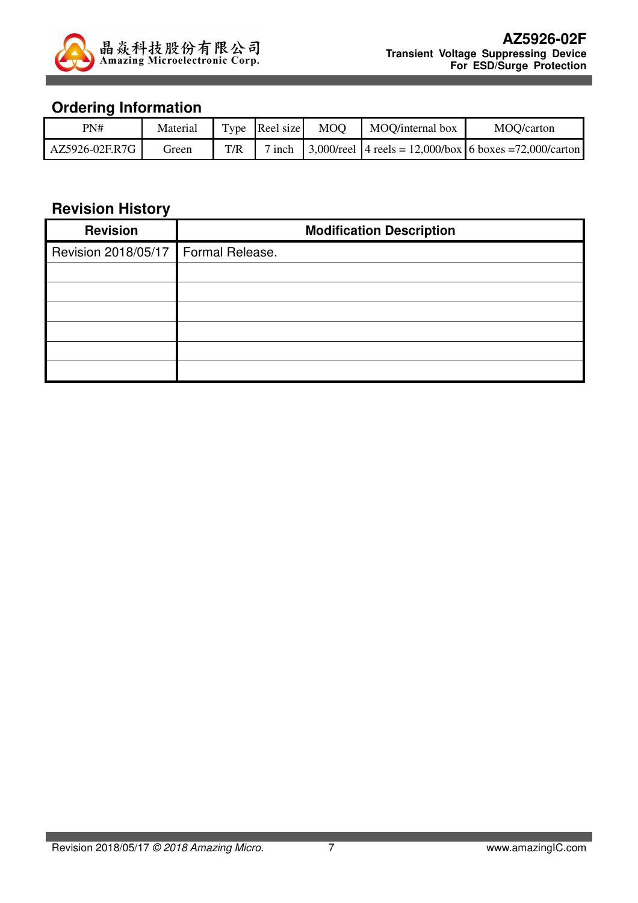## Ordering Information

| PN# | Material | Type | Reel size | MOQ | MOQ/internal box | MOQ/carton |
|---|---|---|---|---|---|---|
| AZ5926-02F.R7G | Green | T/R | 7 inch | 3,000/reel | 4 reels = 12,000/box | 6 boxes =72,000/carton |

## Revision History

| Revision | Modification Description |
|---|---|
| Revision 2018/05/17 | Formal Release. |
| | |
| | |
| | |
| | |
| | |
| | |